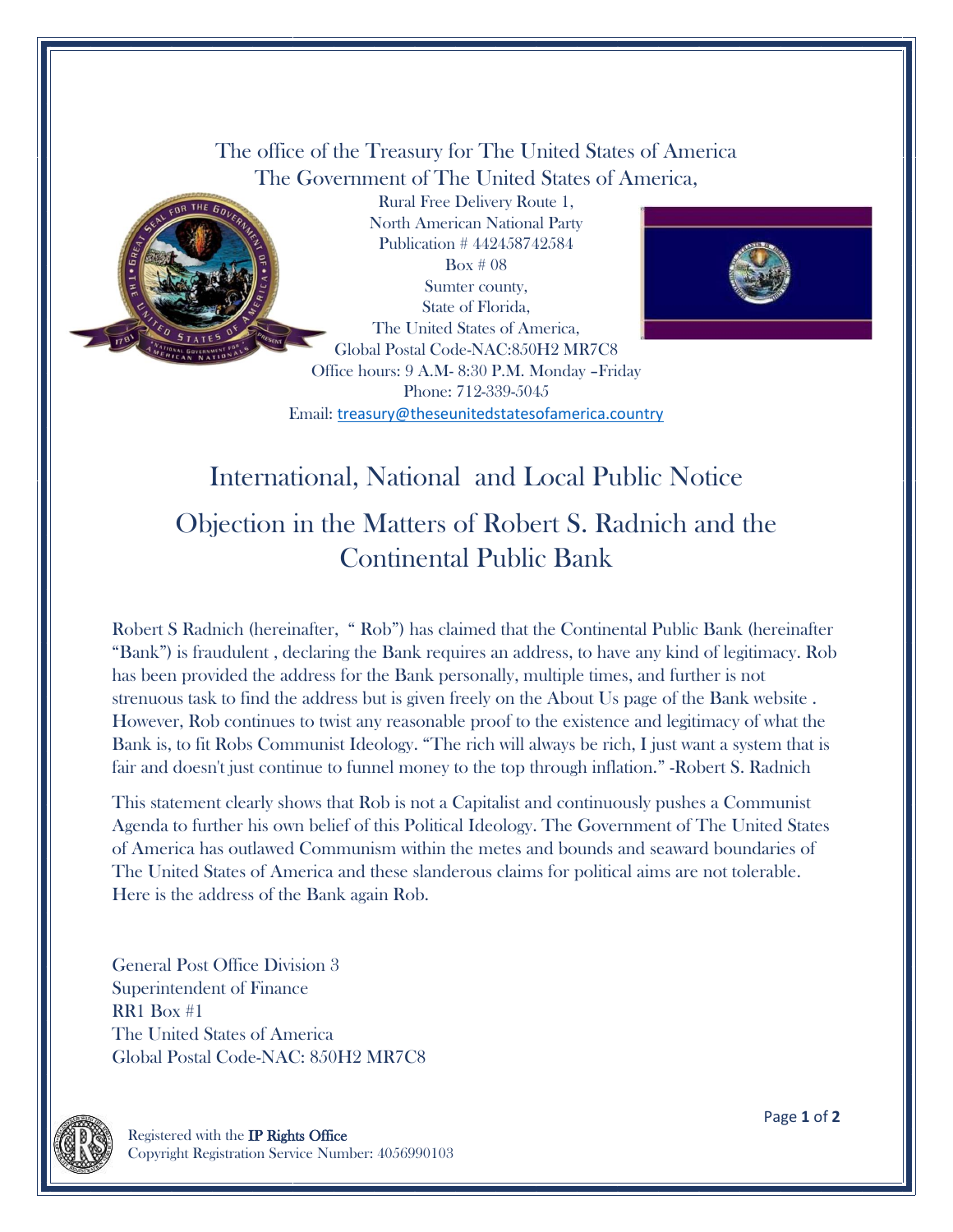The office of the Treasury for The United States of America
The Government of The United States of America,
Rural Free Delivery Route 1,
North American National Party
Publication # 442458742584
Box # 08
Sumter county,
State of Florida,
The United States of America,
Global Postal Code-NAC:850H2 MR7C8
Office hours: 9 A.M- 8:30 P.M. Monday –Friday
Phone: 712-339-5045
Email: treasury@theseunitedstatesofamerica.country

# International, National and Local Public Notice

# Objection in the Matters of Robert S. Radnich and the Continental Public Bank

Robert S Radnich (hereinafter, " Rob") has claimed that the Continental Public Bank (hereinafter "Bank") is fraudulent , declaring the Bank requires an address, to have any kind of legitimacy. Rob has been provided the address for the Bank personally, multiple times, and further is not strenuous task to find the address but is given freely on the About Us page of the Bank website . However, Rob continues to twist any reasonable proof to the existence and legitimacy of what the Bank is, to fit Robs Communist Ideology. "The rich will always be rich, I just want a system that is fair and doesn't just continue to funnel money to the top through inflation." -Robert S. Radnich

This statement clearly shows that Rob is not a Capitalist and continuously pushes a Communist Agenda to further his own belief of this Political Ideology. The Government of The United States of America has outlawed Communism within the metes and bounds and seaward boundaries of The United States of America and these slanderous claims for political aims are not tolerable. Here is the address of the Bank again Rob.

General Post Office Division 3
Superintendent of Finance
RR1 Box #1
The United States of America
Global Postal Code-NAC: 850H2 MR7C8

Registered with the **IP Rights Office**
Copyright Registration Service Number: 4056990103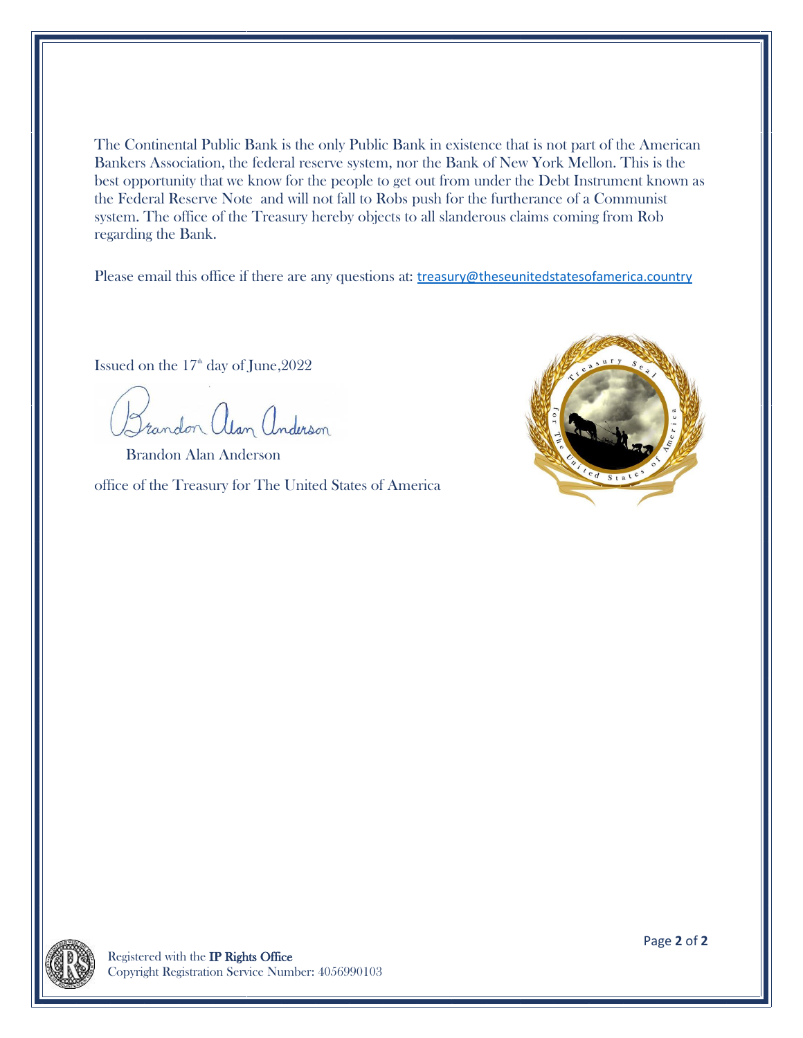The Continental Public Bank is the only Public Bank in existence that is not part of the American Bankers Association, the federal reserve system, nor the Bank of New York Mellon. This is the best opportunity that we know for the people to get out from under the Debt Instrument known as the Federal Reserve Note and will not fall to Robs push for the furtherance of a Communist system. The office of the Treasury hereby objects to all slanderous claims coming from Rob regarding the Bank.

Please email this office if there are any questions at: treasury@theseunitedstatesofamerica.country

Issued on the 17th day of June,2022

Brandon Alan Anderson

Brandon Alan Anderson

office of the Treasury for The United States of America

Treasury Seal for The United States of America

Registered with the **IP Rights Office**
Copyright Registration Service Number: 4056990103